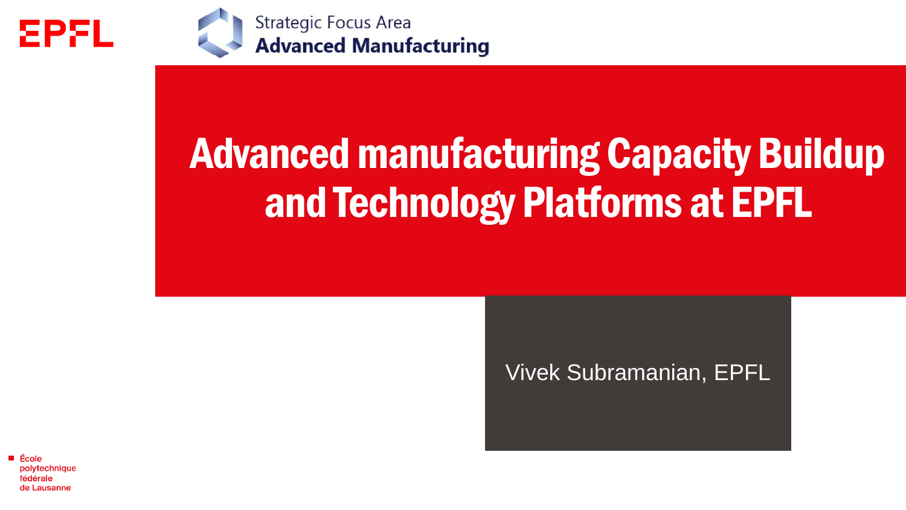EPFL

Strategic Focus Area
**Advanced Manufacturing**

# Advanced manufacturing Capacity Buildup and Technology Platforms at EPFL

Vivek Subramanian, EPFL

École polytechnique fédérale de Lausanne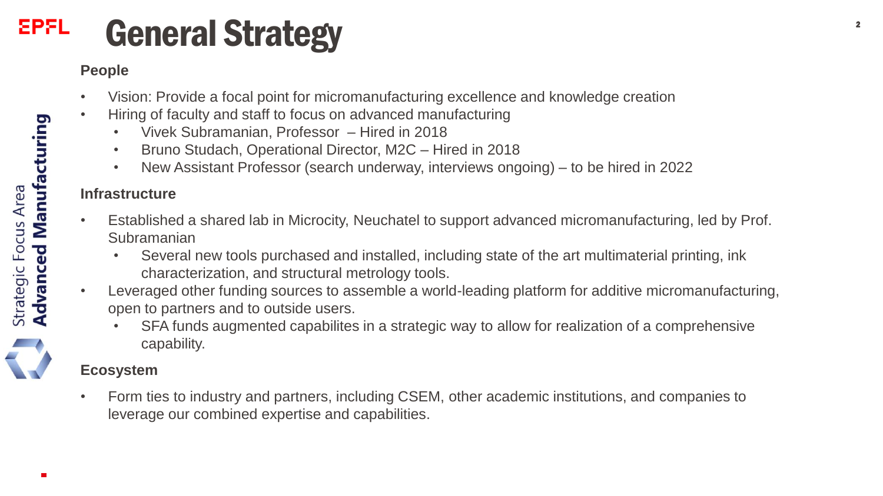# General Strategy

**People**

- Vision: Provide a focal point for micromanufacturing excellence and knowledge creation
- Hiring of faculty and staff to focus on advanced manufacturing
  - Vivek Subramanian, Professor – Hired in 2018
  - Bruno Studach, Operational Director, M2C – Hired in 2018
  - New Assistant Professor (search underway, interviews ongoing) – to be hired in 2022

**Infrastructure**

- Established a shared lab in Microcity, Neuchatel to support advanced micromanufacturing, led by Prof. Subramanian
  - Several new tools purchased and installed, including state of the art multimaterial printing, ink characterization, and structural metrology tools.
- Leveraged other funding sources to assemble a world-leading platform for additive micromanufacturing, open to partners and to outside users.
  - SFA funds augmented capabilites in a strategic way to allow for realization of a comprehensive capability.

**Ecosystem**

- Form ties to industry and partners, including CSEM, other academic institutions, and companies to leverage our combined expertise and capabilities.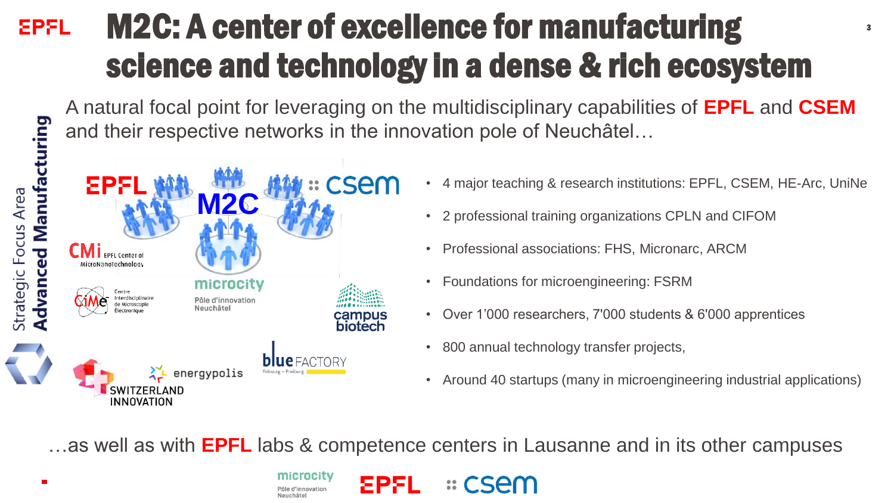# M2C: A center of excellence for manufacturing science and technology in a dense & rich ecosystem

Strategic Focus Area **Advanced Manufacturing**

A natural focal point for leveraging on the multidisciplinary capabilities of **EPFL** and **CSEM** and their respective networks in the innovation pole of Neuchâtel…

- 4 major teaching & research institutions: EPFL, CSEM, HE-Arc, UniNe
- 2 professional training organizations CPLN and CIFOM
- Professional associations: FHS, Micronarc, ARCM
- Foundations for microengineering: FSRM
- Over 1'000 researchers, 7'000 students & 6'000 apprentices
- 800 annual technology transfer projects,
- Around 40 startups (many in microengineering industrial applications)

…as well as with **EPFL** labs & competence centers in Lausanne and in its other campuses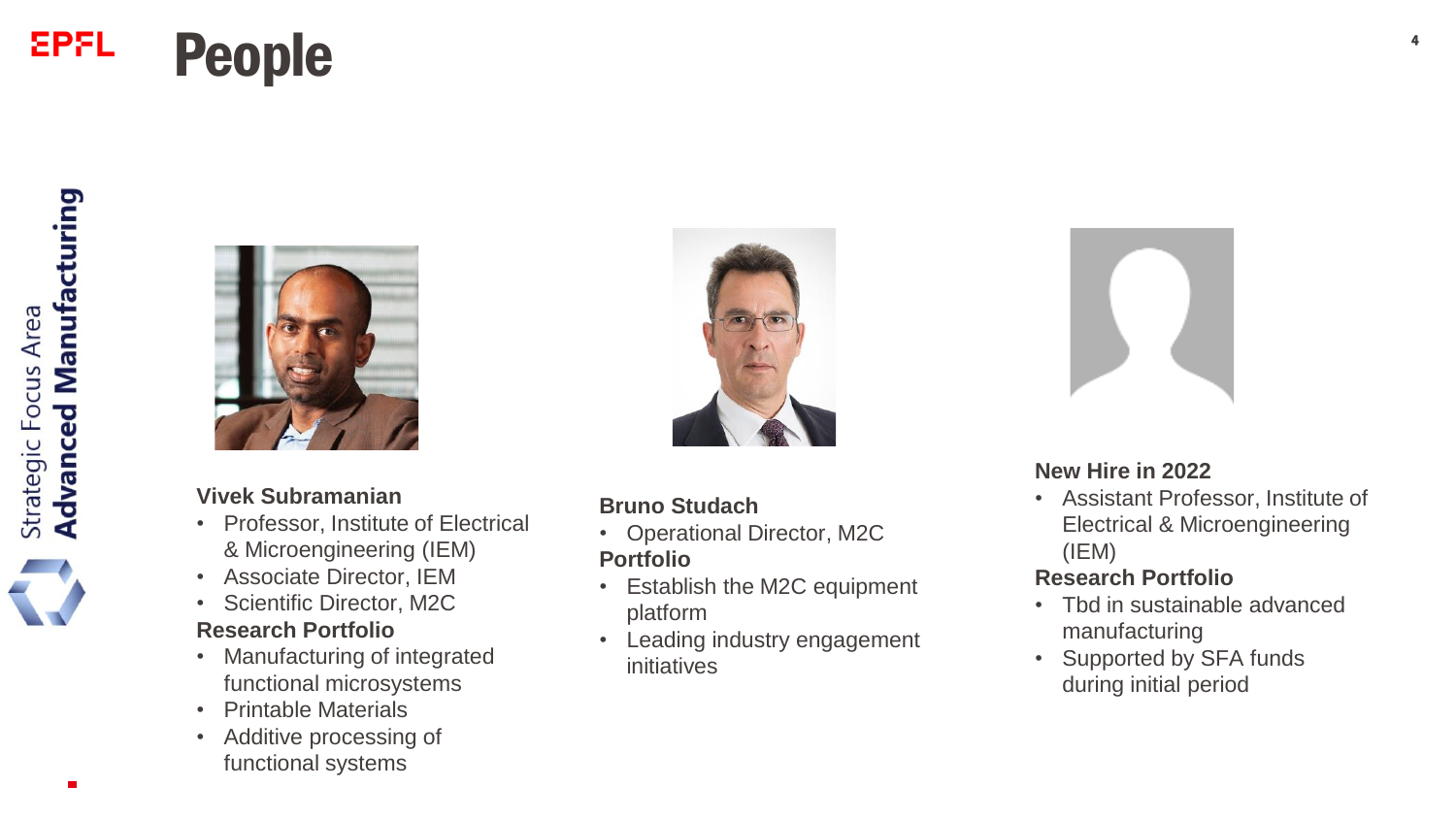# People

### Vivek Subramanian

- Professor, Institute of Electrical & Microengineering (IEM)
- Associate Director, IEM
- Scientific Director, M2C

**Research Portfolio**

- Manufacturing of integrated functional microsystems
- Printable Materials
- Additive processing of functional systems

### Bruno Studach

- Operational Director, M2C

**Portfolio**

- Establish the M2C equipment platform
- Leading industry engagement initiatives

### New Hire in 2022

- Assistant Professor, Institute of Electrical & Microengineering (IEM)

**Research Portfolio**

- Tbd in sustainable advanced manufacturing
- Supported by SFA funds during initial period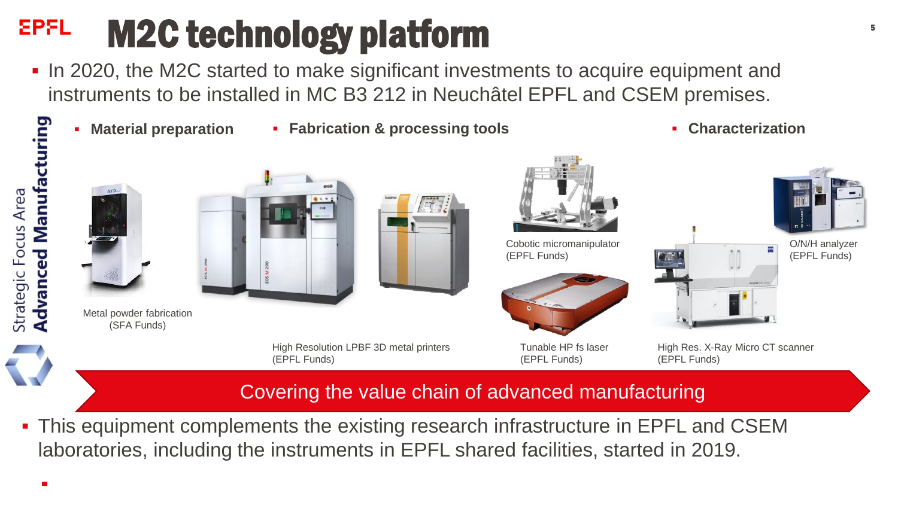# M2C technology platform

- In 2020, the M2C started to make significant investments to acquire equipment and instruments to be installed in MC B3 212 in Neuchâtel EPFL and CSEM premises.

Strategic Focus Area
**Advanced Manufacturing**

- **Material preparation**
- **Fabrication & processing tools**
- **Characterization**

Metal powder fabrication
(SFA Funds)

High Resolution LPBF 3D metal printers
(EPFL Funds)

Cobotic micromanipulator
(EPFL Funds)

Tunable HP fs laser
(EPFL Funds)

O/N/H analyzer
(EPFL Funds)

High Res. X-Ray Micro CT scanner
(EPFL Funds)

Covering the value chain of advanced manufacturing

- This equipment complements the existing research infrastructure in EPFL and CSEM laboratories, including the instruments in EPFL shared facilities, started in 2019.